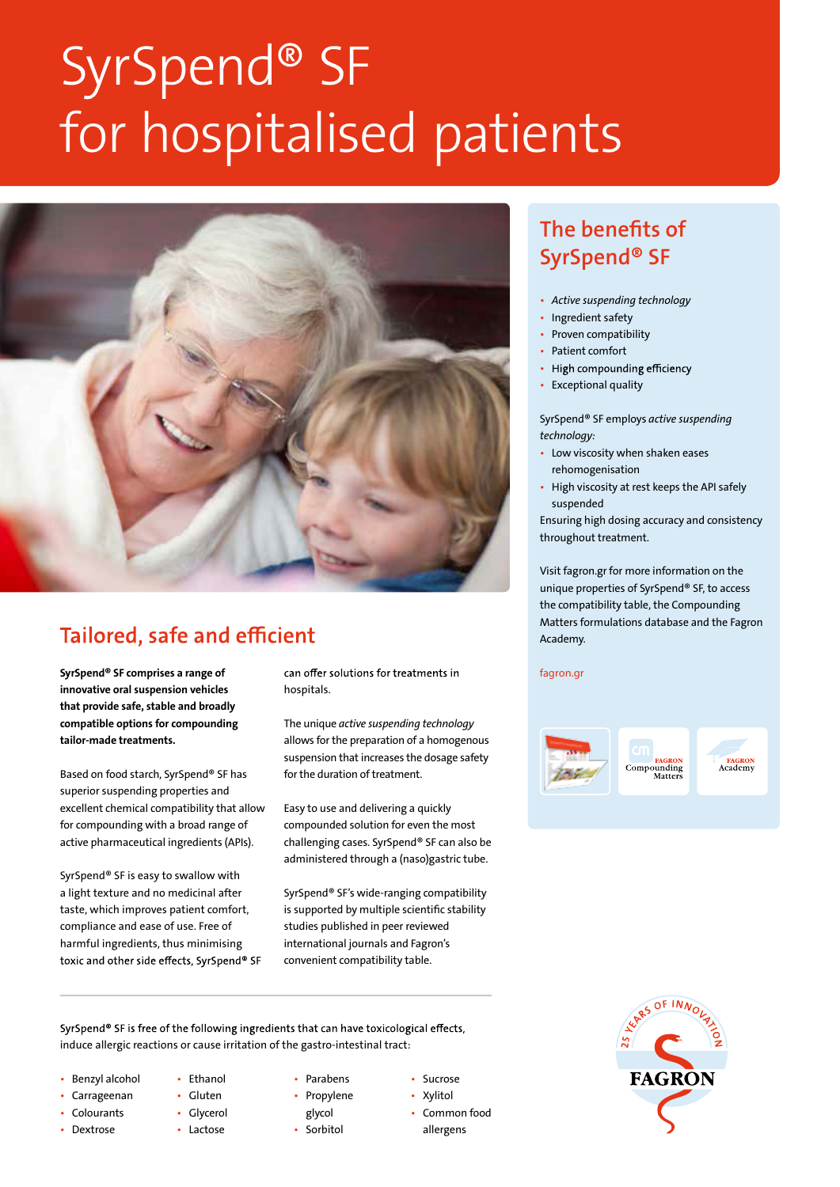# SyrSpend® SF for hospitalised patients

## Tailored, safe and efficient

**SyrSpend® SF comprises a range of innovative oral suspension vehicles that provide safe, stable and broadly compatible options for compounding tailor-made treatments.**

Based on food starch, SyrSpend® SF has superior suspending properties and excellent chemical compatibility that allow for compounding with a broad range of active pharmaceutical ingredients (APIs).

SyrSpend® SF is easy to swallow with a light texture and no medicinal after taste, which improves patient comfort, compliance and ease of use. Free of harmful ingredients, thus minimising toxic and other side effects, SyrSpend® SF can offer solutions for treatments in hospitals.

The unique *active suspending technology* allows for the preparation of a homogenous suspension that increases the dosage safety for the duration of treatment.

Easy to use and delivering a quickly compounded solution for even the most challenging cases. SyrSpend® SF can also be administered through a (naso)gastric tube.

SyrSpend® SF's wide-ranging compatibility is supported by multiple scientific stability studies published in peer reviewed international journals and Fagron's convenient compatibility table.

SyrSpend® SF is free of the following ingredients that can have toxicological effects, induce allergic reactions or cause irritation of the gastro-intestinal tract:

- Benzyl alcohol
- Carrageenan
- Colourants
- Dextrose
- Ethanol
- Gluten
- Glycerol
- Lactose
- Parabens
- Propylene glycol
- Sorbitol
- Sucrose
- Xylitol
- Common food allergens

## The benefits of SyrSpend® SF

- *Active suspending technology*
- Ingredient safety
- Proven compatibility
- Patient comfort
- High compounding efficiency
- Exceptional quality

SyrSpend® SF employs *active suspending technology:*

- Low viscosity when shaken eases rehomogenisation
- High viscosity at rest keeps the API safely suspended

Ensuring high dosing accuracy and consistency throughout treatment.

Visit fagron.gr for more information on the unique properties of SyrSpend® SF, to access the compatibility table, the Compounding Matters formulations database and the Fagron Academy.

fagron.gr

FAGRON Compounding Matters

FAGRON Academy

25 YEARS OF INNOVATION

FAGRON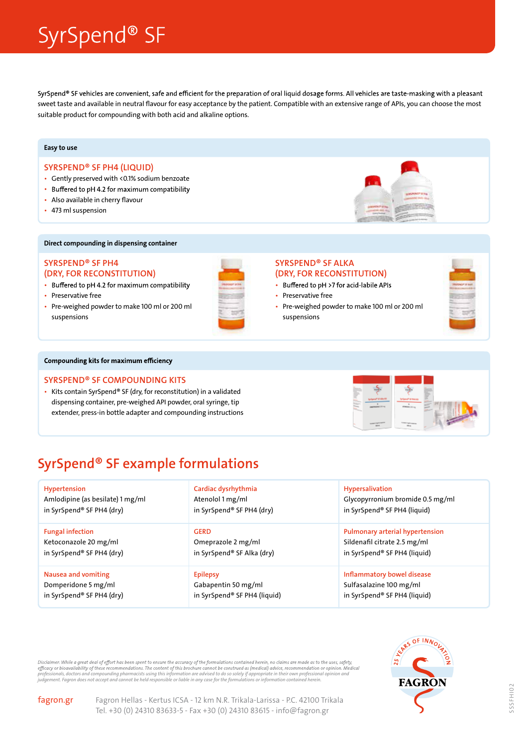# SyrSpend® SF

SyrSpend® SF vehicles are convenient, safe and efficient for the preparation of oral liquid dosage forms. All vehicles are taste-masking with a pleasant sweet taste and available in neutral flavour for easy acceptance by the patient. Compatible with an extensive range of APIs, you can choose the most suitable product for compounding with both acid and alkaline options.

**Easy to use**

### SYRSPEND® SF PH4 (LIQUID)

- Gently preserved with <0.1% sodium benzoate
- Buffered to pH 4.2 for maximum compatibility
- Also available in cherry flavour
- 473 ml suspension

**Direct compounding in dispensing container**

### SYRSPEND® SF PH4 (DRY, FOR RECONSTITUTION)

- Buffered to pH 4.2 for maximum compatibility
- Preservative free
- Pre-weighed powder to make 100 ml or 200 ml suspensions

### SYRSPEND® SF ALKA (DRY, FOR RECONSTITUTION)

- Buffered to pH >7 for acid-labile APIs
- Preservative free
- Pre-weighed powder to make 100 ml or 200 ml suspensions

**Compounding kits for maximum efficiency**

### SYRSPEND® SF COMPOUNDING KITS

- Kits contain SyrSpend® SF (dry, for reconstitution) in a validated dispensing container, pre-weighed API powder, oral syringe, tip extender, press-in bottle adapter and compounding instructions

## SyrSpend® SF example formulations

| | | |
|---|---|---|
| Hypertension<br>Amlodipine (as besilate) 1 mg/ml<br>in SyrSpend® SF PH4 (dry) | Cardiac dysrhythmia<br>Atenolol 1 mg/ml<br>in SyrSpend® SF PH4 (dry) | Hypersalivation<br>Glycopyrronium bromide 0.5 mg/ml<br>in SyrSpend® SF PH4 (liquid) |
| Fungal infection<br>Ketoconazole 20 mg/ml<br>in SyrSpend® SF PH4 (dry) | GERD<br>Omeprazole 2 mg/ml<br>in SyrSpend® SF Alka (dry) | Pulmonary arterial hypertension<br>Sildenafil citrate 2.5 mg/ml<br>in SyrSpend® SF PH4 (liquid) |
| Nausea and vomiting<br>Domperidone 5 mg/ml<br>in SyrSpend® SF PH4 (dry) | Epilepsy<br>Gabapentin 50 mg/ml<br>in SyrSpend® SF PH4 (liquid) | Inflammatory bowel disease<br>Sulfasalazine 100 mg/ml<br>in SyrSpend® SF PH4 (liquid) |

*Disclaimer: While a great deal of effort has been spent to ensure the accuracy of the formulations contained herein, no claims are made as to the uses, safety, efficacy or bioavailability of these recommendations. The content of this brochure cannot be construed as (medical) advice, recommendation or opinion. Medical professionals, doctors and compounding pharmacists using this information are advised to do so solely if appropriate in their own professional opinion and judgement. Fagron does not accept and cannot be held responsible or liable in any case for the formulations or information contained herein.*

25 YEARS OF INNOVATION

FAGRON

fagron.gr

Fagron Hellas - Kertus ICSA - 12 km N.R. Trikala-Larissa - P.C. 42100 Trikala
Tel. +30 (0) 24310 83633-5 - Fax +30 (0) 24310 83615 - info@fagron.gr

SSSFHI02